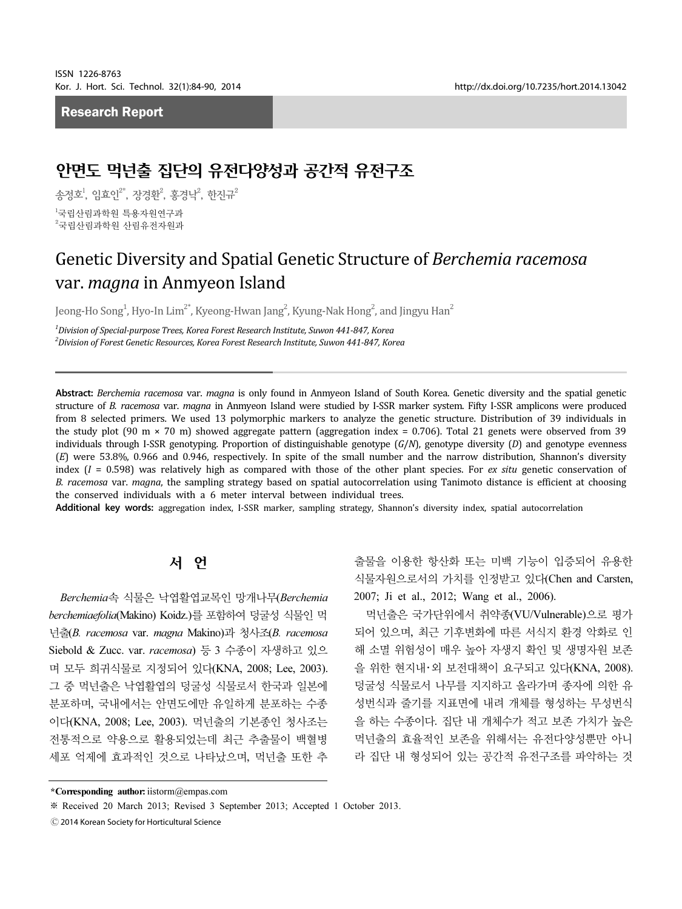Research Report

# 안면도 먹넌출 집단의 유전다양성과 공간적 유전구조

송정호[1], 임효인[2*], 장경환[2], 홍경낙[2], 한진규[2]

[1]국립산림과학원 특용자원연구과
[2]국립산림과학원 산림유전자원과

# Genetic Diversity and Spatial Genetic Structure of *Berchemia racemosa* var. *magna* in Anmyeon Island

Jeong-Ho Song[1], Hyo-In Lim[2*], Kyeong-Hwan Jang[2], Kyung-Nak Hong[2], and Jingyu Han[2]

*[1]Division of Special-purpose Trees, Korea Forest Research Institute, Suwon 441-847, Korea*
*[2]Division of Forest Genetic Resources, Korea Forest Research Institute, Suwon 441-847, Korea*

**Abstract:** *Berchemia racemosa* var. *magna* is only found in Anmyeon Island of South Korea. Genetic diversity and the spatial genetic structure of *B. racemosa* var. *magna* in Anmyeon Island were studied by I-SSR marker system. Fifty I-SSR amplicons were produced from 8 selected primers. We used 13 polymorphic markers to analyze the genetic structure. Distribution of 39 individuals in the study plot (90 m × 70 m) showed aggregate pattern (aggregation index = 0.706). Total 21 genets were observed from 39 individuals through I-SSR genotyping. Proportion of distinguishable genotype ($G/N$), genotype diversity ($D$) and genotype evenness ($E$) were 53.8%, 0.966 and 0.946, respectively. In spite of the small number and the narrow distribution, Shannon's diversity index ($I$ = 0.598) was relatively high as compared with those of the other plant species. For *ex situ* genetic conservation of *B. racemosa* var. *magna*, the sampling strategy based on spatial autocorrelation using Tanimoto distance is efficient at choosing the conserved individuals with a 6 meter interval between individual trees.

**Additional key words:** aggregation index, I-SSR marker, sampling strategy, Shannon's diversity index, spatial autocorrelation

## 서 언

*Berchemia*속 식물은 낙엽활엽교목인 망개나무(*Berchemia berchemiaefolia*(Makino) Koidz.)를 포함하여 덩굴성 식물인 먹넌출(*B. racemosa* var. *magna* Makino)과 청사조(*B. racemosa* Siebold & Zucc. var. *racemosa*) 등 3 수종이 자생하고 있으며 모두 희귀식물로 지정되어 있다(KNA, 2008; Lee, 2003). 그 중 먹넌출은 낙엽활엽의 덩굴성 식물로서 한국과 일본에 분포하며, 국내에서는 안면도에만 유일하게 분포하는 수종이다(KNA, 2008; Lee, 2003). 먹넌출의 기본종인 청사조는 전통적으로 약용으로 활용되었는데 최근 추출물이 백혈병 세포 억제에 효과적인 것으로 나타났으며, 먹넌출 또한 추출물을 이용한 항산화 또는 미백 기능이 입증되어 유용한 식물자원으로서의 가치를 인정받고 있다(Chen and Carsten, 2007; Ji et al., 2012; Wang et al., 2006).

먹넌출은 국가단위에서 취약종(VU/Vulnerable)으로 평가되어 있으며, 최근 기후변화에 따른 서식지 환경 악화로 인해 소멸 위험성이 매우 높아 자생지 확인 및 생명자원 보존을 위한 현지내･외 보전대책이 요구되고 있다(KNA, 2008). 덩굴성 식물로서 나무를 지지하고 올라가며 종자에 의한 유성번식과 줄기를 지표면에 내려 개체를 형성하는 무성번식을 하는 수종이다. 집단 내 개체수가 적고 보존 가치가 높은 먹넌출의 효율적인 보존을 위해서는 유전다양성뿐만 아니라 집단 내 형성되어 있는 공간적 유전구조를 파악하는 것

---

*Corresponding author: iistorm@empas.com

※ Received 20 March 2013; Revised 3 September 2013; Accepted 1 October 2013.

ⓒ 2014 Korean Society for Horticultural Science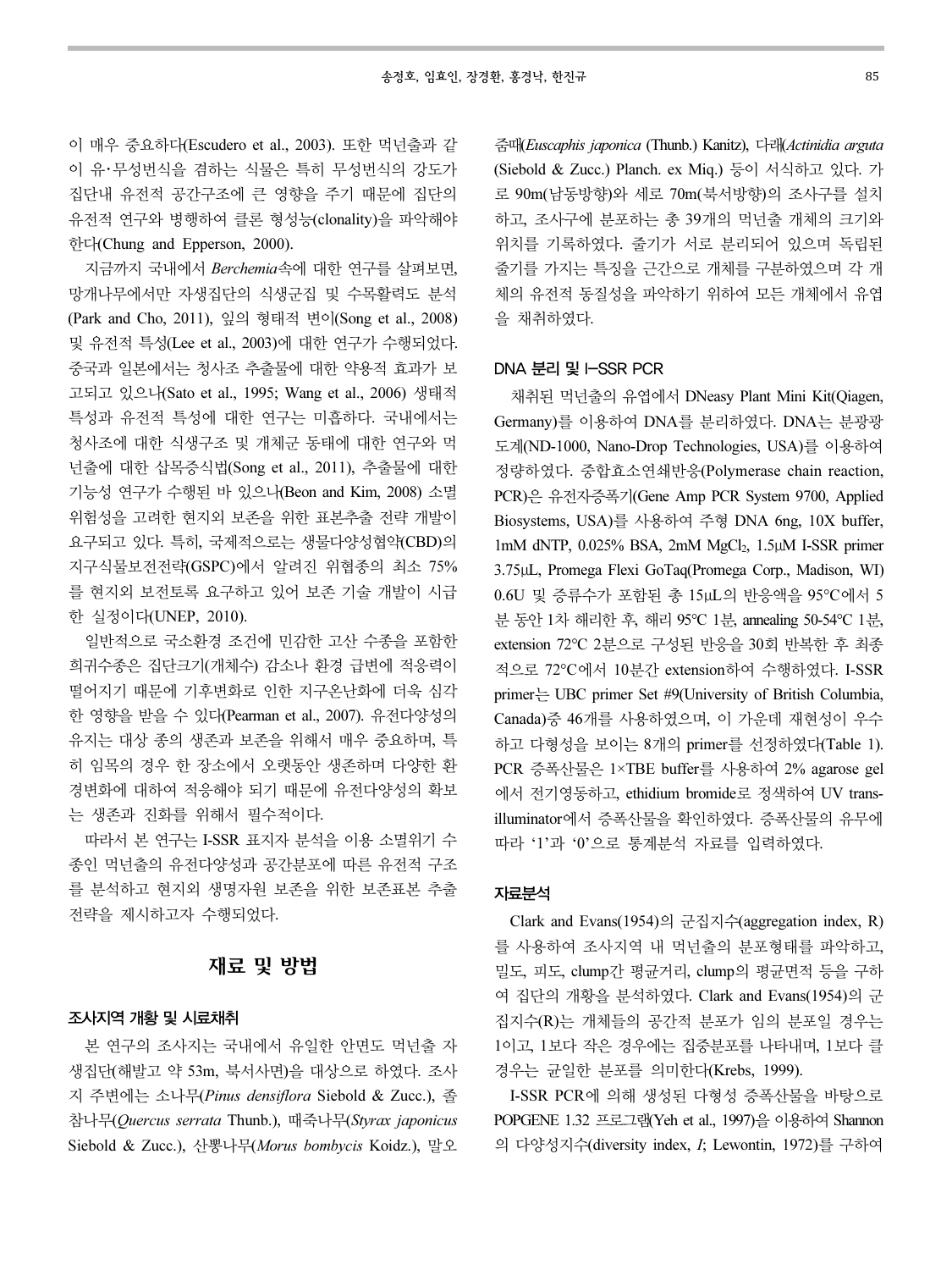이 매우 중요하다(Escudero et al., 2003). 또한 먹넌출과 같이 유·무성번식을 겸하는 식물은 특히 무성번식의 강도가 집단내 유전적 공간구조에 큰 영향을 주기 때문에 집단의 유전적 연구와 병행하여 클론 형성능(clonality)을 파악해야 한다(Chung and Epperson, 2000).

지금까지 국내에서 *Berchemia*속에 대한 연구를 살펴보면, 망개나무에서만 자생집단의 식생군집 및 수목활력도 분석(Park and Cho, 2011), 잎의 형태적 변이(Song et al., 2008) 및 유전적 특성(Lee et al., 2003)에 대한 연구가 수행되었다. 중국과 일본에서는 청사조 추출물에 대한 약용적 효과가 보고되고 있으나(Sato et al., 1995; Wang et al., 2006) 생태적 특성과 유전적 특성에 대한 연구는 미흡하다. 국내에서는 청사조에 대한 식생구조 및 개체군 동태에 대한 연구와 먹넌출에 대한 삽목증식법(Song et al., 2011), 추출물에 대한 기능성 연구가 수행된 바 있으나(Beon and Kim, 2008) 소멸위험성을 고려한 현지외 보존을 위한 표본추출 전략 개발이 요구되고 있다. 특히, 국제적으로는 생물다양성협약(CBD)의 지구식물보전전략(GSPC)에서 알려진 위협종의 최소 75%를 현지외 보전토록 요구하고 있어 보존 기술 개발이 시급한 실정이다(UNEP, 2010).

일반적으로 국소환경 조건에 민감한 고산 수종을 포함한 희귀수종은 집단크기(개체수) 감소나 환경 급변에 적응력이 떨어지기 때문에 기후변화로 인한 지구온난화에 더욱 심각한 영향을 받을 수 있다(Pearman et al., 2007). 유전다양성의 유지는 대상 종의 생존과 보존을 위해서 매우 중요하며, 특히 임목의 경우 한 장소에서 오랫동안 생존하며 다양한 환경변화에 대하여 적응해야 되기 때문에 유전다양성의 확보는 생존과 진화를 위해서 필수적이다.

따라서 본 연구는 I-SSR 표지자 분석을 이용 소멸위기 수종인 먹넌출의 유전다양성과 공간분포에 따른 유전적 구조를 분석하고 현지외 생명자원 보존을 위한 보존표본 추출 전략을 제시하고자 수행되었다.

## 재료 및 방법

### 조사지역 개황 및 시료채취

본 연구의 조사지는 국내에서 유일한 안면도 먹넌출 자생집단(해발고 약 53m, 북서사면)을 대상으로 하였다. 조사지 주변에는 소나무(*Pinus densiflora* Siebold & Zucc.), 졸참나무(*Quercus serrata* Thunb.), 때죽나무(*Styrax japonicus* Siebold & Zucc.), 산뽕나무(*Morus bombycis* Koidz.), 말오줌때(*Euscaphis japonica* (Thunb.) Kanitz), 다래(*Actinidia arguta* (Siebold & Zucc.) Planch. ex Miq.) 등이 서식하고 있다. 가로 90m(남동방향)와 세로 70m(북서방향)의 조사구를 설치하고, 조사구에 분포하는 총 39개의 먹넌출 개체의 크기와 위치를 기록하였다. 줄기가 서로 분리되어 있으며 독립된 줄기를 가지는 특징을 근간으로 개체를 구분하였으며 각 개체의 유전적 동질성을 파악하기 위하여 모든 개체에서 유엽을 채취하였다.

### DNA 분리 및 I-SSR PCR

채취된 먹넌출의 유엽에서 DNeasy Plant Mini Kit(Qiagen, Germany)를 이용하여 DNA를 분리하였다. DNA는 분광광도계(ND-1000, Nano-Drop Technologies, USA)를 이용하여 정량하였다. 중합효소연쇄반응(Polymerase chain reaction, PCR)은 유전자증폭기(Gene Amp PCR System 9700, Applied Biosystems, USA)를 사용하여 주형 DNA 6ng, 10X buffer, 1mM dNTP, 0.025% BSA, 2mM $MgCl_2$, 1.5μM I-SSR primer 3.75μL, Promega Flexi GoTaq(Promega Corp., Madison, WI) 0.6U 및 증류수가 포함된 총 15μL의 반응액을 95°C에서 5분 동안 1차 해리한 후, 해리 95°C 1분, annealing 50-54°C 1분, extension 72°C 2분으로 구성된 반응을 30회 반복한 후 최종적으로 72°C에서 10분간 extension하여 수행하였다. I-SSR primer는 UBC primer Set #9(University of British Columbia, Canada)중 46개를 사용하였으며, 이 가운데 재현성이 우수하고 다형성을 보이는 8개의 primer를 선정하였다(Table 1). PCR 증폭산물은 1×TBE buffer를 사용하여 2% agarose gel에서 전기영동하고, ethidium bromide로 정색하여 UV trans-illuminator에서 증폭산물을 확인하였다. 증폭산물의 유무에 따라 '1'과 '0'으로 통계분석 자료를 입력하였다.

### 자료분석

Clark and Evans(1954)의 군집지수(aggregation index, R)를 사용하여 조사지역 내 먹넌출의 분포형태를 파악하고, 밀도, 피도, clump간 평균거리, clump의 평균면적 등을 구하여 집단의 개황을 분석하였다. Clark and Evans(1954)의 군집지수(R)는 개체들의 공간적 분포가 임의 분포일 경우는 1이고, 1보다 작은 경우에는 집중분포를 나타내며, 1보다 클 경우는 균일한 분포를 의미한다(Krebs, 1999).

I-SSR PCR에 의해 생성된 다형성 증폭산물을 바탕으로 POPGENE 1.32 프로그램(Yeh et al., 1997)을 이용하여 Shannon의 다양성지수(diversity index, *I*; Lewontin, 1972)를 구하여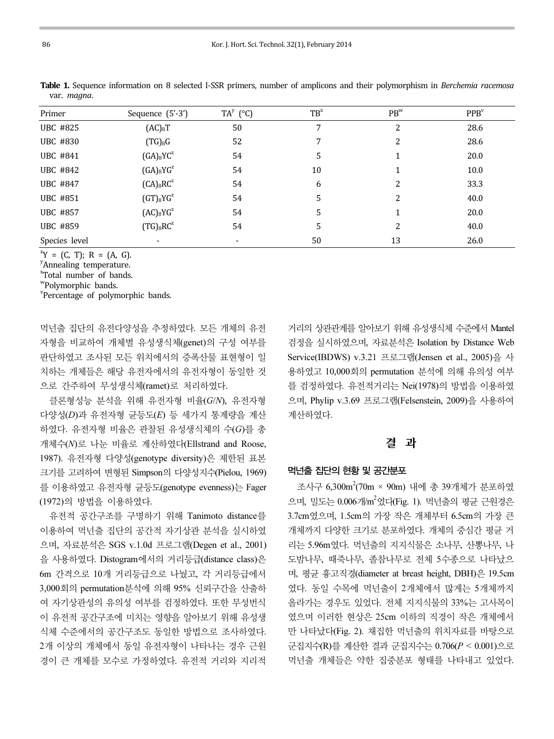**Table 1.** Sequence information on 8 selected I-SSR primers, number of amplicons and their polymorphism in *Berchemia racemosa* var. *magna*.

| Primer | Sequence (5′-3′) | TA[y] (°C) | TB[x] | PB[w] | PPB[v] |
|---|---|---|---|---|---|
| UBC #825 | $(AC)_8T$ | 50 | 7 | 2 | 28.6 |
| UBC #830 | $(TG)_8G$ | 52 | 7 | 2 | 28.6 |
| UBC #841 | $(GA)_8YC$[z] | 54 | 5 | 1 | 20.0 |
| UBC #842 | $(GA)_8YG$[z] | 54 | 10 | 1 | 10.0 |
| UBC #847 | $(CA)_8RC$[z] | 54 | 6 | 2 | 33.3 |
| UBC #851 | $(GT)_8YG$[z] | 54 | 5 | 2 | 40.0 |
| UBC #857 | $(AC)_8YG$[z] | 54 | 5 | 1 | 20.0 |
| UBC #859 | $(TG)_8RC$[z] | 54 | 5 | 2 | 40.0 |
| Species level | - | - | 50 | 13 | 26.0 |

[z]Y = (C, T); R = (A, G).
[y]Annealing temperature.
[x]Total number of bands.
[w]Polymorphic bands.
[v]Percentage of polymorphic bands.

먹넌출 집단의 유전다양성을 추정하였다. 모든 개체의 유전자형을 비교하여 개체별 유성생식체(genet)의 구성 여부를 판단하였고 조사된 모든 위치에서의 증폭산물 표현형이 일치하는 개체들은 해당 유전자에서의 유전자형이 동일한 것으로 간주하여 무성생식체(ramet)로 처리하였다.

클론형성능 분석을 위해 유전자형 비율($G/N$), 유전자형 다양성($D$)과 유전자형 균등도($E$) 등 세가지 통계량을 계산하였다. 유전자형 비율은 관찰된 유성생식체의 수($G$)를 총 개체수($N$)로 나눈 비율로 계산하였다(Ellstrand and Roose, 1987). 유전자형 다양성(genotype diversity)은 제한된 표본 크기를 고려하여 변형된 Simpson의 다양성지수(Pielou, 1969)를 이용하였고 유전자형 균등도(genotype evenness)는 Fager (1972)의 방법을 이용하였다.

유전적 공간구조를 구명하기 위해 Tanimoto distance를 이용하여 먹넌출 집단의 공간적 자기상관 분석을 실시하였으며, 자료분석은 SGS v.1.0d 프로그램(Degen et al., 2001)을 사용하였다. Distogram에서의 거리등급(distance class)은 6m 간격으로 10개 거리등급으로 나눴고, 각 거리등급에서 3,000회의 permutation분석에 의해 95% 신뢰구간을 산출하여 자기상관성의 유의성 여부를 검정하였다. 또한 무성번식이 유전적 공간구조에 미치는 영향을 알아보기 위해 유성생식체 수준에서의 공간구조도 동일한 방법으로 조사하였다. 2개 이상의 개체에서 동일 유전자형이 나타나는 경우 근원경이 큰 개체를 모수로 가정하였다. 유전적 거리와 지리적 거리의 상관관계를 알아보기 위해 유성생식체 수준에서 Mantel 검정을 실시하였으며, 자료분석은 Isolation by Distance Web Service(IBDWS) v.3.21 프로그램(Jensen et al., 2005)을 사용하였고 10,000회의 permutation 분석에 의해 유의성 여부를 검정하였다. 유전적거리는 Nei(1978)의 방법을 이용하였으며, Phylip v.3.69 프로그램(Felsenstein, 2009)을 사용하여 계산하였다.

## 결 과

### 먹넌출 집단의 현황 및 공간분포

조사구 $6,300m^2$(70m × 90m) 내에 총 39개체가 분포하였으며, 밀도는 0.006개/$m^2$였다(Fig. 1). 먹넌출의 평균 근원경은 3.7cm였으며, 1.5cm의 가장 작은 개체부터 6.5cm의 가장 큰 개체까지 다양한 크기로 분포하였다. 개체의 중심간 평균 거리는 5.96m였다. 먹넌출의 지지식물은 소나무, 산뽕나무, 나도밤나무, 때죽나무, 졸참나무로 전체 5수종으로 나타났으며, 평균 흉고직경(diameter at breast height, DBH)은 19.5cm였다. 동일 수목에 먹넌출이 2개체에서 많게는 5개체까지 올라가는 경우도 있었다. 전체 지지식물의 33%는 고사목이였으며 이러한 현상은 25cm 이하의 직경이 작은 개체에서만 나타났다(Fig. 2). 채집한 먹넌출의 위치자료를 바탕으로 군집지수(R)를 계산한 결과 군집지수는 0.706($P$ < 0.001)으로 먹넌출 개체들은 약한 집중분포 형태를 나타내고 있었다.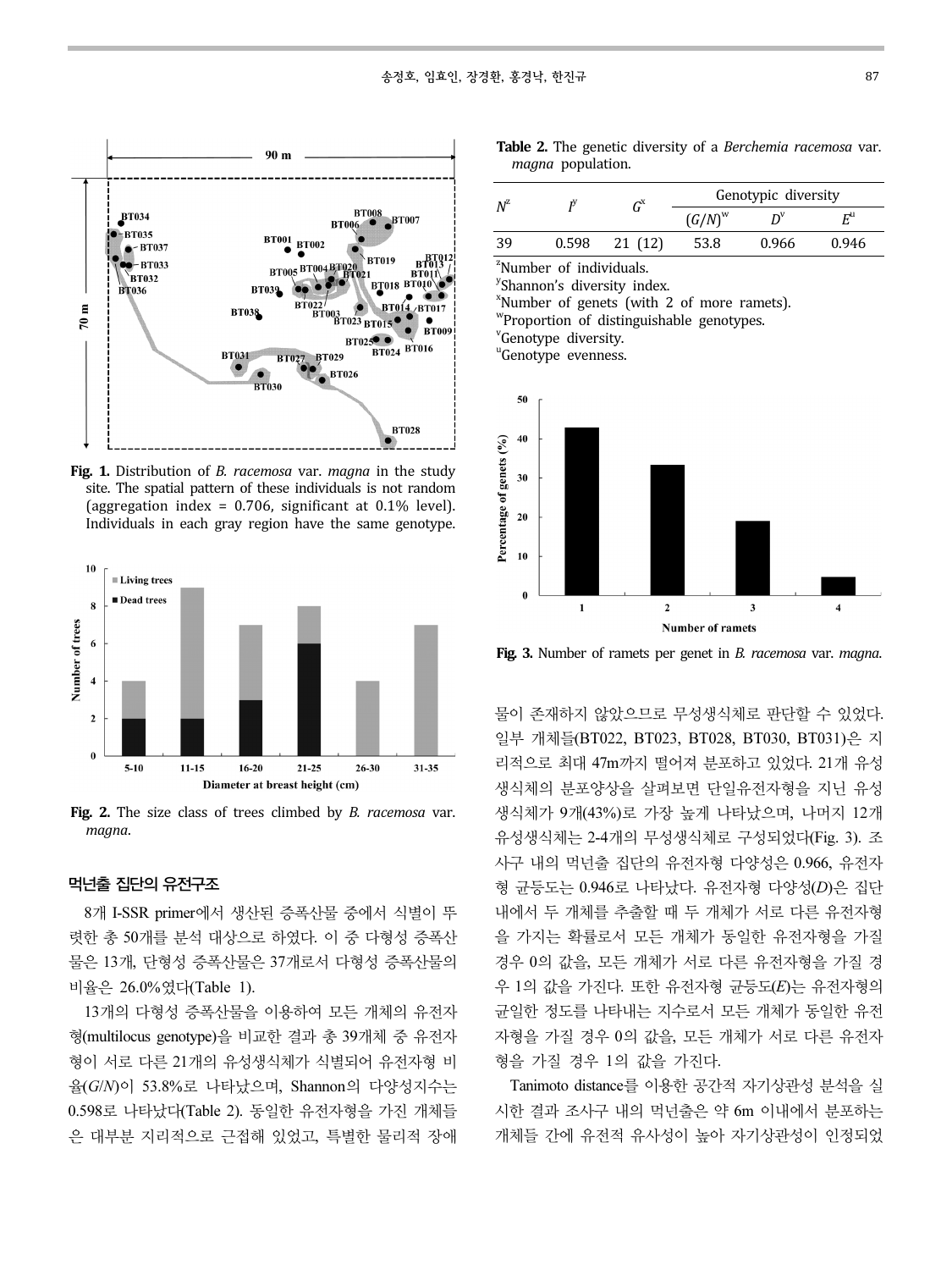Fig. 1. Distribution of *B. racemosa* var. *magna* in the study site. The spatial pattern of these individuals is not random (aggregation index = 0.706, significant at 0.1% level). Individuals in each gray region have the same genotype.

Fig. 2. The size class of trees climbed by *B. racemosa* var. *magna*.

## 먹넌출 집단의 유전구조

8개 I-SSR primer에서 생산된 증폭산물 중에서 식별이 뚜렷한 총 50개를 분석 대상으로 하였다. 이 중 다형성 증폭산물은 13개, 단형성 증폭산물은 37개로서 다형성 증폭산물의 비율은 26.0%였다(Table 1).

13개의 다형성 증폭산물을 이용하여 모든 개체의 유전자형(multilocus genotype)을 비교한 결과 총 39개체 중 유전자형이 서로 다른 21개의 유성생식체가 식별되어 유전자형 비율($G/N$)이 53.8%로 나타났으며, Shannon의 다양성지수는 0.598로 나타났다(Table 2). 동일한 유전자형을 가진 개체들은 대부분 지리적으로 근접해 있었고, 특별한 물리적 장애물이 존재하지 않았으므로 무성생식체로 판단할 수 있었다. 일부 개체들(BT022, BT023, BT028, BT030, BT031)은 지리적으로 최대 47m까지 떨어져 분포하고 있었다. 21개 유성생식체의 분포양상을 살펴보면 단일유전자형을 지닌 유성생식체가 9개(43%)로 가장 높게 나타났으며, 나머지 12개 유성생식체는 2-4개의 무성생식체로 구성되었다(Fig. 3). 조사구 내의 먹넌출 집단의 유전자형 다양성은 0.966, 유전자형 균등도는 0.946로 나타났다. 유전자형 다양성($D$)은 집단 내에서 두 개체를 추출할 때 두 개체가 서로 다른 유전자형을 가지는 확률로서 모든 개체가 동일한 유전자형을 가질 경우 0의 값을, 모든 개체가 서로 다른 유전자형을 가질 경우 1의 값을 가진다. 또한 유전자형 균등도($E$)는 유전자형의 균일한 정도를 나타내는 지수로서 모든 개체가 동일한 유전자형을 가질 경우 0의 값을, 모든 개체가 서로 다른 유전자형을 가질 경우 1의 값을 가진다.

Tanimoto distance를 이용한 공간적 자기상관성 분석을 실시한 결과 조사구 내의 먹넌출은 약 6m 이내에서 분포하는 개체들 간에 유전적 유사성이 높아 자기상관성이 인정되었

**Table 2.** The genetic diversity of a *Berchemia racemosa* var. *magna* population.

| $N$[z] | $I$[y] | $G$[x] | Genotypic diversity | | |
|---|---|---|---|---|---|
| | | | $(G/N)$[w] | $D$[v] | $E$[u] |
| 39 | 0.598 | 21 (12) | 53.8 | 0.966 | 0.946 |

[z]Number of individuals.
[y]Shannon's diversity index.
[x]Number of genets (with 2 of more ramets).
[w]Proportion of distinguishable genotypes.
[v]Genotype diversity.
[u]Genotype evenness.

Fig. 3. Number of ramets per genet in *B. racemosa* var. *magna*.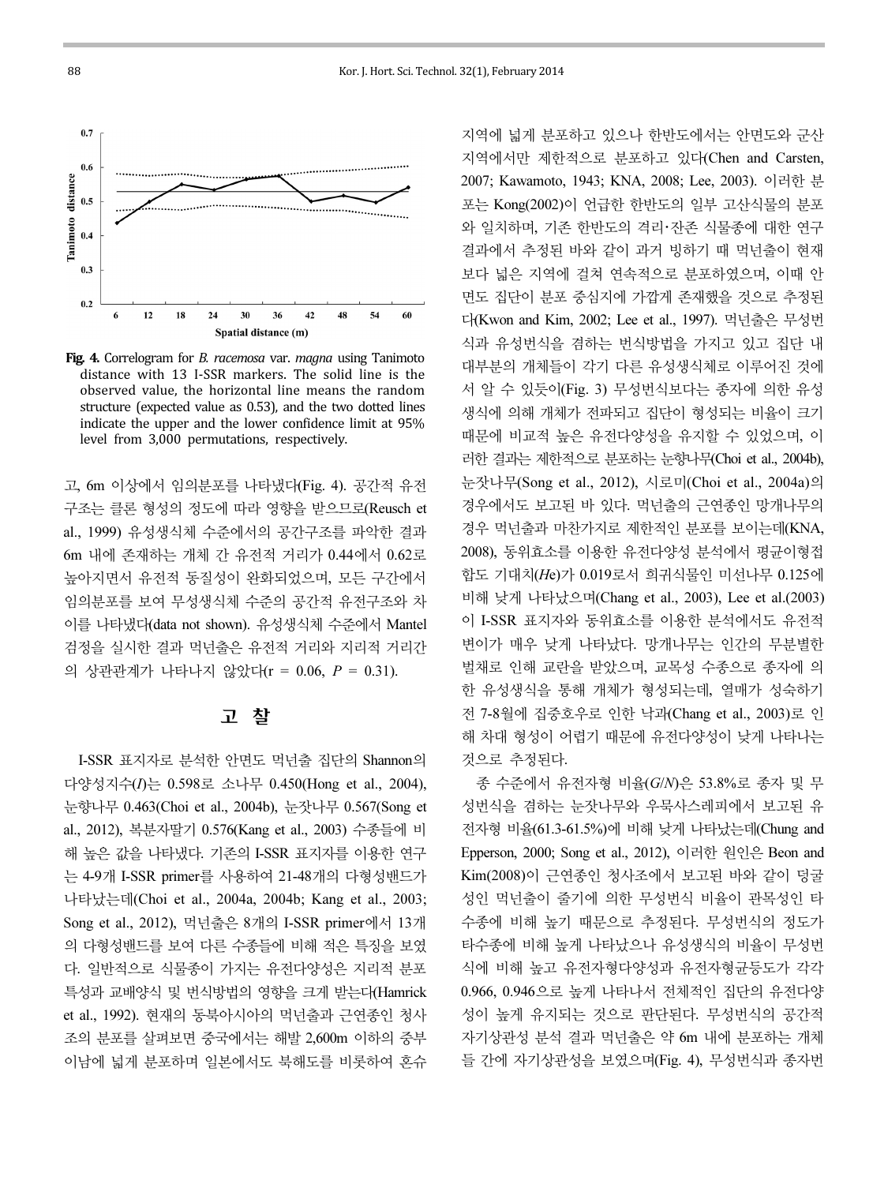**Fig. 4.** Correlogram for *B. racemosa* var. *magna* using Tanimoto distance with 13 I-SSR markers. The solid line is the observed value, the horizontal line means the random structure (expected value as 0.53), and the two dotted lines indicate the upper and the lower confidence limit at 95% level from 3,000 permutations, respectively.

고, 6m 이상에서 임의분포를 나타냈다(Fig. 4). 공간적 유전 구조는 클론 형성의 정도에 따라 영향을 받으므로(Reusch et al., 1999) 유성생식체 수준에서의 공간구조를 파악한 결과 6m 내에 존재하는 개체 간 유전적 거리가 0.44에서 0.62로 높아지면서 유전적 동질성이 완화되었으며, 모든 구간에서 임의분포를 보여 무성생식체 수준의 공간적 유전구조와 차이를 나타냈다(data not shown). 유성생식체 수준에서 Mantel 검정을 실시한 결과 먹넌출은 유전적 거리와 지리적 거리간의 상관관계가 나타나지 않았다($r = 0.06$, $P = 0.31$).

## 고 찰

I-SSR 표지자로 분석한 안면도 먹넌출 집단의 Shannon의 다양성지수($I$)는 0.598로 소나무 0.450(Hong et al., 2004), 눈향나무 0.463(Choi et al., 2004b), 눈잣나무 0.567(Song et al., 2012), 복분자딸기 0.576(Kang et al., 2003) 수종들에 비해 높은 값을 나타냈다. 기존의 I-SSR 표지자를 이용한 연구는 4-9개 I-SSR primer를 사용하여 21-48개의 다형성밴드가 나타났는데(Choi et al., 2004a, 2004b; Kang et al., 2003; Song et al., 2012), 먹넌출은 8개의 I-SSR primer에서 13개의 다형성밴드를 보여 다른 수종들에 비해 적은 특징을 보였다. 일반적으로 식물종이 가지는 유전다양성은 지리적 분포 특성과 교배양식 및 번식방법의 영향을 크게 받는다(Hamrick et al., 1992). 현재의 동북아시아의 먹넌출과 근연종인 청사조의 분포를 살펴보면 중국에서는 해발 2,600m 이하의 중부 이남에 넓게 분포하며 일본에서도 북해도를 비롯하여 혼슈 지역에 넓게 분포하고 있으나 한반도에서는 안면도와 군산 지역에서만 제한적으로 분포하고 있다(Chen and Carsten, 2007; Kawamoto, 1943; KNA, 2008; Lee, 2003). 이러한 분포는 Kong(2002)이 언급한 한반도의 일부 고산식물의 분포와 일치하며, 기존 한반도의 격리·잔존 식물종에 대한 연구결과에서 추정된 바와 같이 과거 빙하기 때 먹넌출이 현재보다 넓은 지역에 걸쳐 연속적으로 분포하였으며, 이때 안면도 집단이 분포 중심지에 가깝게 존재했을 것으로 추정된다(Kwon and Kim, 2002; Lee et al., 1997). 먹넌출은 무성번식과 유성번식을 겸하는 번식방법을 가지고 있고 집단 내 대부분의 개체들이 각기 다른 유성생식체로 이루어진 것에서 알 수 있듯이(Fig. 3) 무성번식보다는 종자에 의한 유성생식에 의해 개체가 전파되고 집단이 형성되는 비율이 크기 때문에 비교적 높은 유전다양성을 유지할 수 있었으며, 이러한 결과는 제한적으로 분포하는 눈향나무(Choi et al., 2004b), 눈잣나무(Song et al., 2012), 시로미(Choi et al., 2004a)의 경우에서도 보고된 바 있다. 먹넌출의 근연종인 망개나무의 경우 먹넌출과 마찬가지로 제한적인 분포를 보이는데(KNA, 2008), 동위효소를 이용한 유전다양성 분석에서 평균이형접합도 기대치($He$)가 0.019로서 희귀식물인 미선나무 0.125에 비해 낮게 나타났으며(Chang et al., 2003), Lee et al.(2003)이 I-SSR 표지자와 동위효소를 이용한 분석에서도 유전적 변이가 매우 낮게 나타났다. 망개나무는 인간의 무분별한 벌채로 인해 교란을 받았으며, 교목성 수종으로 종자에 의한 유성생식을 통해 개체가 형성되는데, 열매가 성숙하기 전 7-8월에 집중호우로 인한 낙과(Chang et al., 2003)로 인해 차대 형성이 어렵기 때문에 유전다양성이 낮게 나타나는 것으로 추정된다.

종 수준에서 유전자형 비율($G/N$)은 53.8%로 종자 및 무성번식을 겸하는 눈잣나무와 우묵사스레피에서 보고된 유전자형 비율(61.3-61.5%)에 비해 낮게 나타났는데(Chung and Epperson, 2000; Song et al., 2012), 이러한 원인은 Beon and Kim(2008)이 근연종인 청사조에서 보고된 바와 같이 덩굴성인 먹넌출이 줄기에 의한 무성번식 비율이 관목성인 타 수종에 비해 높기 때문으로 추정된다. 무성번식의 정도가 타수종에 비해 높게 나타났으나 유성생식의 비율이 무성번식에 비해 높고 유전자형다양성과 유전자형균등도가 각각 0.966, 0.946으로 높게 나타나서 전체적인 집단의 유전다양성이 높게 유지되는 것으로 판단된다. 무성번식의 공간적 자기상관성 분석 결과 먹넌출은 약 6m 내에 분포하는 개체들 간에 자기상관성을 보였으며(Fig. 4), 무성번식과 종자번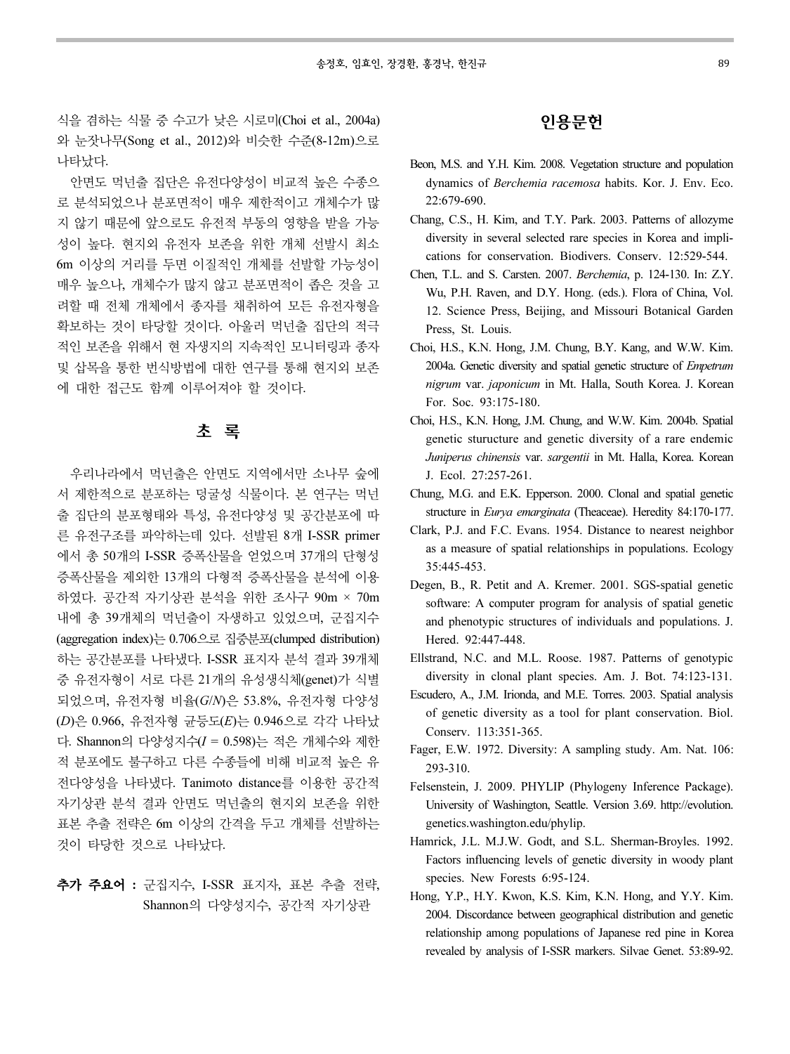식을 겸하는 식물 중 수고가 낮은 시로미(Choi et al., 2004a)와 눈잣나무(Song et al., 2012)와 비슷한 수준(8-12m)으로 나타났다.

안면도 먹넌출 집단은 유전다양성이 비교적 높은 수종으로 분석되었으나 분포면적이 매우 제한적이고 개체수가 많지 않기 때문에 앞으로도 유전적 부동의 영향을 받을 가능성이 높다. 현지외 유전자 보존을 위한 개체 선발시 최소 6m 이상의 거리를 두면 이질적인 개체를 선발할 가능성이 매우 높으나, 개체수가 많지 않고 분포면적이 좁은 것을 고려할 때 전체 개체에서 종자를 채취하여 모든 유전자형을 확보하는 것이 타당할 것이다. 아울러 먹넌출 집단의 적극적인 보존을 위해서 현 자생지의 지속적인 모니터링과 종자 및 삽목을 통한 번식방법에 대한 연구를 통해 현지외 보존에 대한 접근도 함께 이루어져야 할 것이다.

## 초 록

우리나라에서 먹넌출은 안면도 지역에서만 소나무 숲에서 제한적으로 분포하는 덩굴성 식물이다. 본 연구는 먹넌출 집단의 분포형태와 특성, 유전다양성 및 공간분포에 따른 유전구조를 파악하는데 있다. 선발된 8개 I-SSR primer에서 총 50개의 I-SSR 증폭산물을 얻었으며 37개의 단형성 증폭산물을 제외한 13개의 다형적 증폭산물을 분석에 이용하였다. 공간적 자기상관 분석을 위한 조사구 90m × 70m 내에 총 39개체의 먹넌출이 자생하고 있었으며, 군집지수(aggregation index)는 0.706으로 집중분포(clumped distribution)하는 공간분포를 나타냈다. I-SSR 표지자 분석 결과 39개체 중 유전자형이 서로 다른 21개의 유성생식체(genet)가 식별되었으며, 유전자형 비율($G/N$)은 53.8%, 유전자형 다양성($D$)은 0.966, 유전자형 균등도($E$)는 0.946으로 각각 나타났다. Shannon의 다양성지수($I$ = 0.598)는 적은 개체수와 제한적 분포에도 불구하고 다른 수종들에 비해 비교적 높은 유전다양성을 나타냈다. Tanimoto distance를 이용한 공간적 자기상관 분석 결과 안면도 먹넌출의 현지외 보존을 위한 표본 추출 전략은 6m 이상의 간격을 두고 개체를 선발하는 것이 타당한 것으로 나타났다.

**추가 주요어 :** 군집지수, I-SSR 표지자, 표본 추출 전략, Shannon의 다양성지수, 공간적 자기상관

## 인용문헌

Beon, M.S. and Y.H. Kim. 2008. Vegetation structure and population dynamics of *Berchemia racemosa* habits. Kor. J. Env. Eco. 22:679-690.

Chang, C.S., H. Kim, and T.Y. Park. 2003. Patterns of allozyme diversity in several selected rare species in Korea and implications for conservation. Biodivers. Conserv. 12:529-544.

Chen, T.L. and S. Carsten. 2007. *Berchemia*, p. 124-130. In: Z.Y. Wu, P.H. Raven, and D.Y. Hong. (eds.). Flora of China, Vol. 12. Science Press, Beijing, and Missouri Botanical Garden Press, St. Louis.

Choi, H.S., K.N. Hong, J.M. Chung, B.Y. Kang, and W.W. Kim. 2004a. Genetic diversity and spatial genetic structure of *Empetrum nigrum* var. *japonicum* in Mt. Halla, South Korea. J. Korean For. Soc. 93:175-180.

Choi, H.S., K.N. Hong, J.M. Chung, and W.W. Kim. 2004b. Spatial genetic sturucture and genetic diversity of a rare endemic *Juniperus chinensis* var. *sargentii* in Mt. Halla, Korea. Korean J. Ecol. 27:257-261.

Chung, M.G. and E.K. Epperson. 2000. Clonal and spatial genetic structure in *Eurya emarginata* (Theaceae). Heredity 84:170-177.

Clark, P.J. and F.C. Evans. 1954. Distance to nearest neighbor as a measure of spatial relationships in populations. Ecology 35:445-453.

Degen, B., R. Petit and A. Kremer. 2001. SGS-spatial genetic software: A computer program for analysis of spatial genetic and phenotypic structures of individuals and populations. J. Hered. 92:447-448.

Ellstrand, N.C. and M.L. Roose. 1987. Patterns of genotypic diversity in clonal plant species. Am. J. Bot. 74:123-131.

Escudero, A., J.M. Irionda, and M.E. Torres. 2003. Spatial analysis of genetic diversity as a tool for plant conservation. Biol. Conserv. 113:351-365.

Fager, E.W. 1972. Diversity: A sampling study. Am. Nat. 106: 293-310.

Felsenstein, J. 2009. PHYLIP (Phylogeny Inference Package). University of Washington, Seattle. Version 3.69. http://evolution.genetics.washington.edu/phylip.

Hamrick, J.L. M.J.W. Godt, and S.L. Sherman-Broyles. 1992. Factors influencing levels of genetic diversity in woody plant species. New Forests 6:95-124.

Hong, Y.P., H.Y. Kwon, K.S. Kim, K.N. Hong, and Y.Y. Kim. 2004. Discordance between geographical distribution and genetic relationship among populations of Japanese red pine in Korea revealed by analysis of I-SSR markers. Silvae Genet. 53:89-92.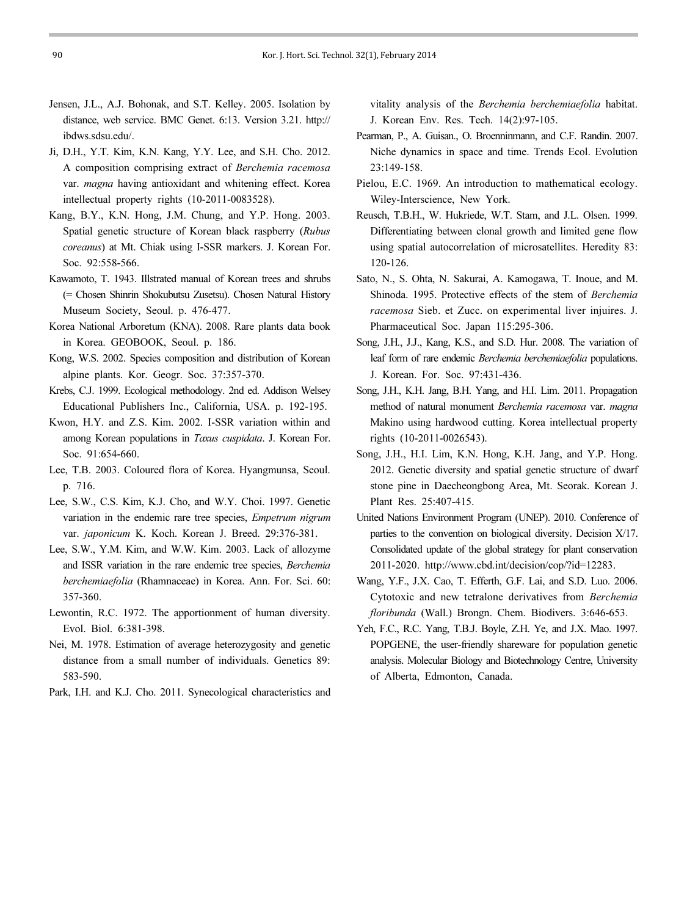Jensen, J.L., A.J. Bohonak, and S.T. Kelley. 2005. Isolation by distance, web service. BMC Genet. 6:13. Version 3.21. http://ibdws.sdsu.edu/.

Ji, D.H., Y.T. Kim, K.N. Kang, Y.Y. Lee, and S.H. Cho. 2012. A composition comprising extract of *Berchemia racemosa* var. *magna* having antioxidant and whitening effect. Korea intellectual property rights (10-2011-0083528).

Kang, B.Y., K.N. Hong, J.M. Chung, and Y.P. Hong. 2003. Spatial genetic structure of Korean black raspberry (*Rubus coreanus*) at Mt. Chiak using I-SSR markers. J. Korean For. Soc. 92:558-566.

Kawamoto, T. 1943. Illstrated manual of Korean trees and shrubs (= Chosen Shinrin Shokubutsu Zusetsu). Chosen Natural History Museum Society, Seoul. p. 476-477.

Korea National Arboretum (KNA). 2008. Rare plants data book in Korea. GEOBOOK, Seoul. p. 186.

Kong, W.S. 2002. Species composition and distribution of Korean alpine plants. Kor. Geogr. Soc. 37:357-370.

Krebs, C.J. 1999. Ecological methodology. 2nd ed. Addison Welsey Educational Publishers Inc., California, USA. p. 192-195.

Kwon, H.Y. and Z.S. Kim. 2002. I-SSR variation within and among Korean populations in *Taxus cuspidata*. J. Korean For. Soc. 91:654-660.

Lee, T.B. 2003. Coloured flora of Korea. Hyangmunsa, Seoul. p. 716.

Lee, S.W., C.S. Kim, K.J. Cho, and W.Y. Choi. 1997. Genetic variation in the endemic rare tree species, *Empetrum nigrum* var. *japonicum* K. Koch. Korean J. Breed. 29:376-381.

Lee, S.W., Y.M. Kim, and W.W. Kim. 2003. Lack of allozyme and ISSR variation in the rare endemic tree species, *Berchemia berchemiaefolia* (Rhamnaceae) in Korea. Ann. For. Sci. 60: 357-360.

Lewontin, R.C. 1972. The apportionment of human diversity. Evol. Biol. 6:381-398.

Nei, M. 1978. Estimation of average heterozygosity and genetic distance from a small number of individuals. Genetics 89: 583-590.

Park, I.H. and K.J. Cho. 2011. Synecological characteristics and vitality analysis of the *Berchemia berchemiaefolia* habitat. J. Korean Env. Res. Tech. 14(2):97-105.

Pearman, P., A. Guisan., O. Broenninmann, and C.F. Randin. 2007. Niche dynamics in space and time. Trends Ecol. Evolution 23:149-158.

Pielou, E.C. 1969. An introduction to mathematical ecology. Wiley-Interscience, New York.

Reusch, T.B.H., W. Hukriede, W.T. Stam, and J.L. Olsen. 1999. Differentiating between clonal growth and limited gene flow using spatial autocorrelation of microsatellites. Heredity 83: 120-126.

Sato, N., S. Ohta, N. Sakurai, A. Kamogawa, T. Inoue, and M. Shinoda. 1995. Protective effects of the stem of *Berchemia racemosa* Sieb. et Zucc. on experimental liver injuires. J. Pharmaceutical Soc. Japan 115:295-306.

Song, J.H., J.J., Kang, K.S., and S.D. Hur. 2008. The variation of leaf form of rare endemic *Berchemia berchemiaefolia* populations. J. Korean. For. Soc. 97:431-436.

Song, J.H., K.H. Jang, B.H. Yang, and H.I. Lim. 2011. Propagation method of natural monument *Berchemia racemosa* var. *magna* Makino using hardwood cutting. Korea intellectual property rights (10-2011-0026543).

Song, J.H., H.I. Lim, K.N. Hong, K.H. Jang, and Y.P. Hong. 2012. Genetic diversity and spatial genetic structure of dwarf stone pine in Daecheongbong Area, Mt. Seorak. Korean J. Plant Res. 25:407-415.

United Nations Environment Program (UNEP). 2010. Conference of parties to the convention on biological diversity. Decision X/17. Consolidated update of the global strategy for plant conservation 2011-2020. http://www.cbd.int/decision/cop/?id=12283.

Wang, Y.F., J.X. Cao, T. Efferth, G.F. Lai, and S.D. Luo. 2006. Cytotoxic and new tetralone derivatives from *Berchemia floribunda* (Wall.) Brongn. Chem. Biodivers. 3:646-653.

Yeh, F.C., R.C. Yang, T.B.J. Boyle, Z.H. Ye, and J.X. Mao. 1997. POPGENE, the user-friendly shareware for population genetic analysis. Molecular Biology and Biotechnology Centre, University of Alberta, Edmonton, Canada.